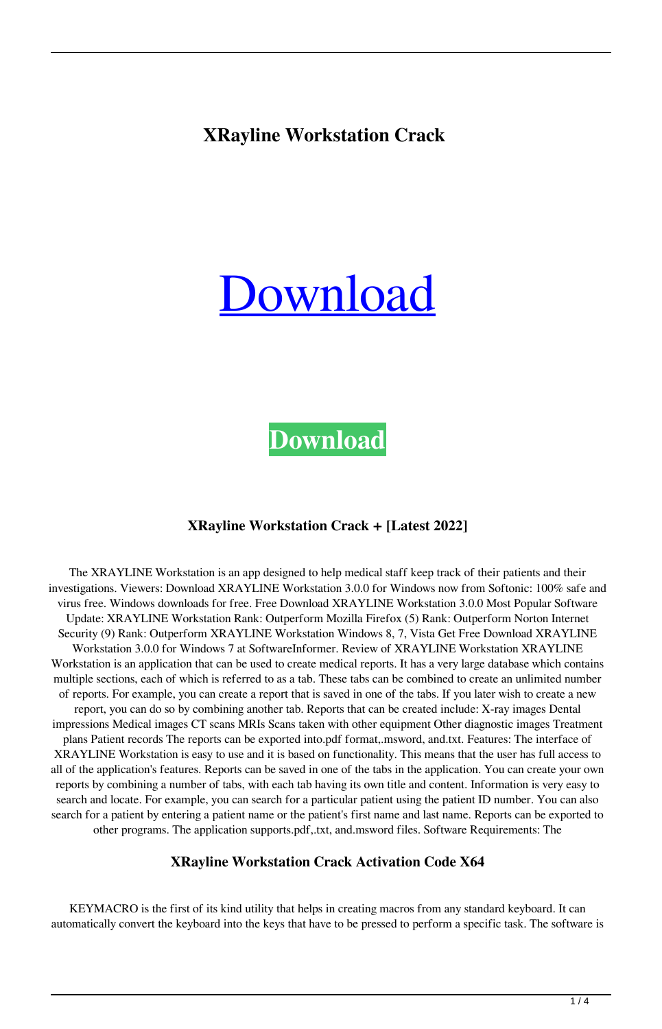# XRayline Workstation Crack

Download

**Download**

### XRayline Workstation Crack + [Latest 2022]

The XRAYLINE Workstation is an app designed to help medical staff keep track of their patients and their investigations. Viewers: Download XRAYLINE Workstation 3.0.0 for Windows now from Softonic: 100% safe and virus free. Windows downloads for free. Free Download XRAYLINE Workstation 3.0.0 Most Popular Software Update: XRAYLINE Workstation Rank: Outperform Mozilla Firefox (5) Rank: Outperform Norton Internet Security (9) Rank: Outperform XRAYLINE Workstation Windows 8, 7, Vista Get Free Download XRAYLINE Workstation 3.0.0 for Windows 7 at SoftwareInformer. Review of XRAYLINE Workstation XRAYLINE Workstation is an application that can be used to create medical reports. It has a very large database which contains multiple sections, each of which is referred to as a tab. These tabs can be combined to create an unlimited number of reports. For example, you can create a report that is saved in one of the tabs. If you later wish to create a new report, you can do so by combining another tab. Reports that can be created include: X-ray images Dental impressions Medical images CT scans MRIs Scans taken with other equipment Other diagnostic images Treatment plans Patient records The reports can be exported into.pdf format,.msword, and.txt. Features: The interface of XRAYLINE Workstation is easy to use and it is based on functionality. This means that the user has full access to all of the application's features. Reports can be saved in one of the tabs in the application. You can create your own reports by combining a number of tabs, with each tab having its own title and content. Information is very easy to search and locate. For example, you can search for a particular patient using the patient ID number. You can also search for a patient by entering a patient name or the patient's first name and last name. Reports can be exported to other programs. The application supports.pdf,.txt, and.msword files. Software Requirements: The

### XRayline Workstation Crack Activation Code X64

KEYMACRO is the first of its kind utility that helps in creating macros from any standard keyboard. It can automatically convert the keyboard into the keys that have to be pressed to perform a specific task. The software is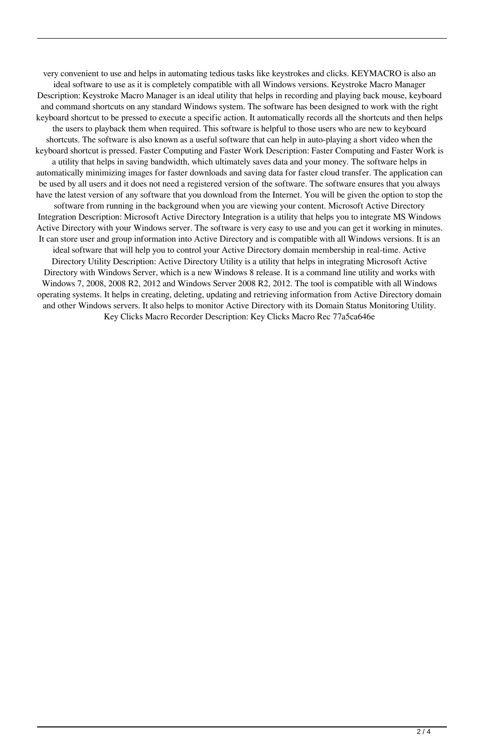very convenient to use and helps in automating tedious tasks like keystrokes and clicks. KEYMACRO is also an ideal software to use as it is completely compatible with all Windows versions. Keystroke Macro Manager Description: Keystroke Macro Manager is an ideal utility that helps in recording and playing back mouse, keyboard and command shortcuts on any standard Windows system. The software has been designed to work with the right keyboard shortcut to be pressed to execute a specific action. It automatically records all the shortcuts and then helps the users to playback them when required. This software is helpful to those users who are new to keyboard shortcuts. The software is also known as a useful software that can help in auto-playing a short video when the keyboard shortcut is pressed. Faster Computing and Faster Work Description: Faster Computing and Faster Work is a utility that helps in saving bandwidth, which ultimately saves data and your money. The software helps in automatically minimizing images for faster downloads and saving data for faster cloud transfer. The application can be used by all users and it does not need a registered version of the software. The software ensures that you always have the latest version of any software that you download from the Internet. You will be given the option to stop the software from running in the background when you are viewing your content. Microsoft Active Directory Integration Description: Microsoft Active Directory Integration is a utility that helps you to integrate MS Windows Active Directory with your Windows server. The software is very easy to use and you can get it working in minutes. It can store user and group information into Active Directory and is compatible with all Windows versions. It is an ideal software that will help you to control your Active Directory domain membership in real-time. Active Directory Utility Description: Active Directory Utility is a utility that helps in integrating Microsoft Active Directory with Windows Server, which is a new Windows 8 release. It is a command line utility and works with Windows 7, 2008, 2008 R2, 2012 and Windows Server 2008 R2, 2012. The tool is compatible with all Windows operating systems. It helps in creating, deleting, updating and retrieving information from Active Directory domain and other Windows servers. It also helps to monitor Active Directory with its Domain Status Monitoring Utility. Key Clicks Macro Recorder Description: Key Clicks Macro Rec 77a5ca646e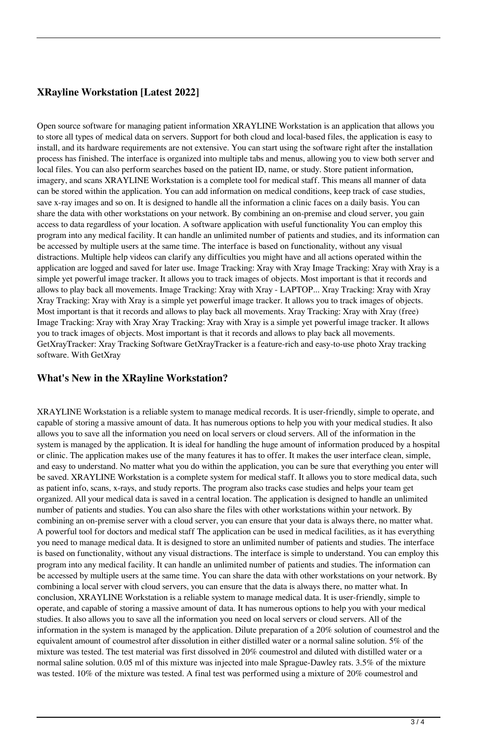### XRayline Workstation [Latest 2022]

Open source software for managing patient information XRAYLINE Workstation is an application that allows you to store all types of medical data on servers. Support for both cloud and local-based files, the application is easy to install, and its hardware requirements are not extensive. You can start using the software right after the installation process has finished. The interface is organized into multiple tabs and menus, allowing you to view both server and local files. You can also perform searches based on the patient ID, name, or study. Store patient information, imagery, and scans XRAYLINE Workstation is a complete tool for medical staff. This means all manner of data can be stored within the application. You can add information on medical conditions, keep track of case studies, save x-ray images and so on. It is designed to handle all the information a clinic faces on a daily basis. You can share the data with other workstations on your network. By combining an on-premise and cloud server, you gain access to data regardless of your location. A software application with useful functionality You can employ this program into any medical facility. It can handle an unlimited number of patients and studies, and its information can be accessed by multiple users at the same time. The interface is based on functionality, without any visual distractions. Multiple help videos can clarify any difficulties you might have and all actions operated within the application are logged and saved for later use. Image Tracking: Xray with Xray Image Tracking: Xray with Xray is a simple yet powerful image tracker. It allows you to track images of objects. Most important is that it records and allows to play back all movements. Image Tracking: Xray with Xray - LAPTOP... Xray Tracking: Xray with Xray Xray Tracking: Xray with Xray is a simple yet powerful image tracker. It allows you to track images of objects. Most important is that it records and allows to play back all movements. Xray Tracking: Xray with Xray (free) Image Tracking: Xray with Xray Xray Tracking: Xray with Xray is a simple yet powerful image tracker. It allows you to track images of objects. Most important is that it records and allows to play back all movements. GetXrayTracker: Xray Tracking Software GetXrayTracker is a feature-rich and easy-to-use photo Xray tracking software. With GetXray

### What's New in the XRayline Workstation?

XRAYLINE Workstation is a reliable system to manage medical records. It is user-friendly, simple to operate, and capable of storing a massive amount of data. It has numerous options to help you with your medical studies. It also allows you to save all the information you need on local servers or cloud servers. All of the information in the system is managed by the application. It is ideal for handling the huge amount of information produced by a hospital or clinic. The application makes use of the many features it has to offer. It makes the user interface clean, simple, and easy to understand. No matter what you do within the application, you can be sure that everything you enter will be saved. XRAYLINE Workstation is a complete system for medical staff. It allows you to store medical data, such as patient info, scans, x-rays, and study reports. The program also tracks case studies and helps your team get organized. All your medical data is saved in a central location. The application is designed to handle an unlimited number of patients and studies. You can also share the files with other workstations within your network. By combining an on-premise server with a cloud server, you can ensure that your data is always there, no matter what. A powerful tool for doctors and medical staff The application can be used in medical facilities, as it has everything you need to manage medical data. It is designed to store an unlimited number of patients and studies. The interface is based on functionality, without any visual distractions. The interface is simple to understand. You can employ this program into any medical facility. It can handle an unlimited number of patients and studies. The information can be accessed by multiple users at the same time. You can share the data with other workstations on your network. By combining a local server with cloud servers, you can ensure that the data is always there, no matter what. In conclusion, XRAYLINE Workstation is a reliable system to manage medical data. It is user-friendly, simple to operate, and capable of storing a massive amount of data. It has numerous options to help you with your medical studies. It also allows you to save all the information you need on local servers or cloud servers. All of the information in the system is managed by the application. Dilute preparation of a 20% solution of coumestrol and the equivalent amount of coumestrol after dissolution in either distilled water or a normal saline solution. 5% of the mixture was tested. The test material was first dissolved in 20% coumestrol and diluted with distilled water or a normal saline solution. 0.05 ml of this mixture was injected into male Sprague-Dawley rats. 3.5% of the mixture was tested. 10% of the mixture was tested. A final test was performed using a mixture of 20% coumestrol and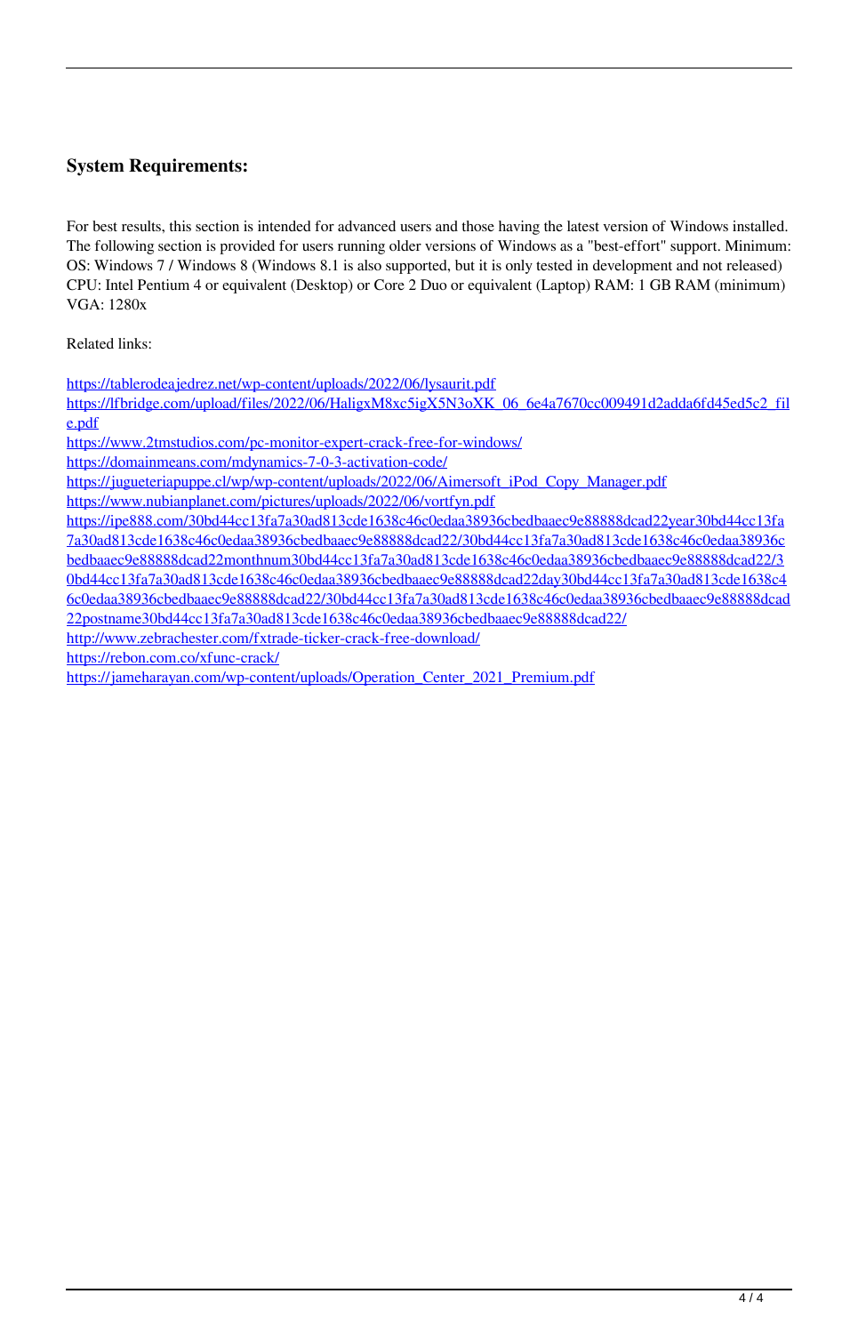## System Requirements:

For best results, this section is intended for advanced users and those having the latest version of Windows installed. The following section is provided for users running older versions of Windows as a "best-effort" support. Minimum: OS: Windows 7 / Windows 8 (Windows 8.1 is also supported, but it is only tested in development and not released) CPU: Intel Pentium 4 or equivalent (Desktop) or Core 2 Duo or equivalent (Laptop) RAM: 1 GB RAM (minimum) VGA: 1280x

Related links:

https://tablerodeajedrez.net/wp-content/uploads/2022/06/lysaurit.pdf
https://lfbridge.com/upload/files/2022/06/HaligxM8xc5igX5N3oXK_06_6e4a7670cc009491d2adda6fd45ed5c2_file.pdf
https://www.2tmstudios.com/pc-monitor-expert-crack-free-for-windows/
https://domainmeans.com/mdynamics-7-0-3-activation-code/
https://jugueteriapuppe.cl/wp/wp-content/uploads/2022/06/Aimersoft_iPod_Copy_Manager.pdf
https://www.nubianplanet.com/pictures/uploads/2022/06/vortfyn.pdf
https://ipe888.com/30bd44cc13fa7a30ad813cde1638c46c0edaa38936cbedbaaec9e88888dcad22year30bd44cc13fa7a30ad813cde1638c46c0edaa38936cbedbaaec9e88888dcad22/30bd44cc13fa7a30ad813cde1638c46c0edaa38936cbedbaaec9e88888dcad22monthnum30bd44cc13fa7a30ad813cde1638c46c0edaa38936cbedbaaec9e88888dcad22/30bd44cc13fa7a30ad813cde1638c46c0edaa38936cbedbaaec9e88888dcad22day30bd44cc13fa7a30ad813cde1638c46c0edaa38936cbedbaaec9e88888dcad22/30bd44cc13fa7a30ad813cde1638c46c0edaa38936cbedbaaec9e88888dcad22postname30bd44cc13fa7a30ad813cde1638c46c0edaa38936cbedbaaec9e88888dcad22/
http://www.zebrachester.com/fxtrade-ticker-crack-free-download/
https://rebon.com.co/xfunc-crack/
https://jameharayan.com/wp-content/uploads/Operation_Center_2021_Premium.pdf